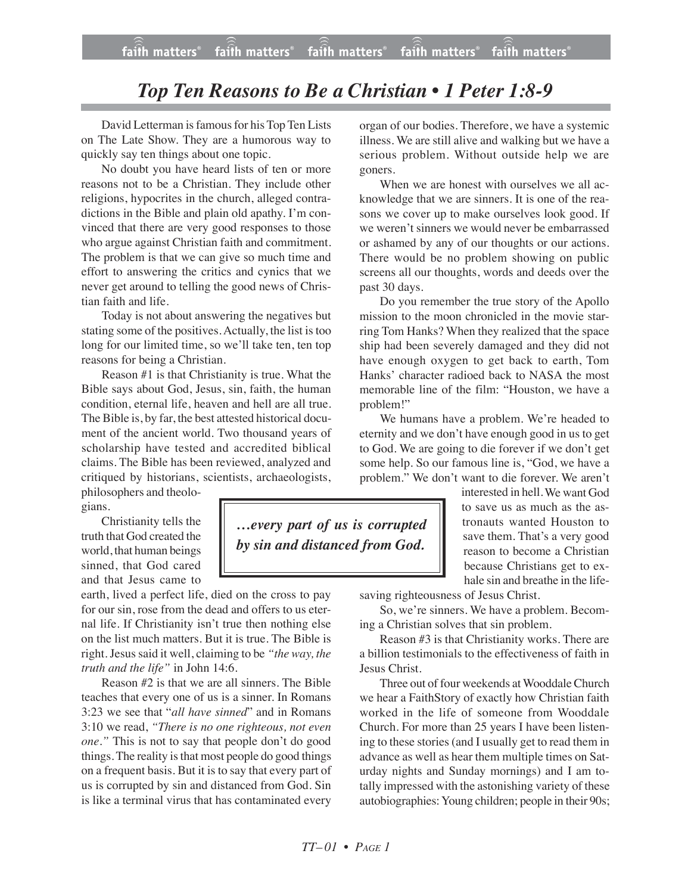# *Top Ten Reasons to Be a Christian • 1 Peter 1:8-9*

David Letterman is famous for his Top Ten Lists on The Late Show. They are a humorous way to quickly say ten things about one topic.

No doubt you have heard lists of ten or more reasons not to be a Christian. They include other religions, hypocrites in the church, alleged contradictions in the Bible and plain old apathy. I'm convinced that there are very good responses to those who argue against Christian faith and commitment. The problem is that we can give so much time and effort to answering the critics and cynics that we never get around to telling the good news of Christian faith and life.

Today is not about answering the negatives but stating some of the positives. Actually, the list is too long for our limited time, so we'll take ten, ten top reasons for being a Christian.

Reason #1 is that Christianity is true. What the Bible says about God, Jesus, sin, faith, the human condition, eternal life, heaven and hell are all true. The Bible is, by far, the best attested historical document of the ancient world. Two thousand years of scholarship have tested and accredited biblical claims. The Bible has been reviewed, analyzed and critiqued by historians, scientists, archaeologists, philosophers and theologians.

Christianity tells the truth that God created the world, that human beings sinned, that God cared and that Jesus came to earth, lived a perfect life, died on the cross to pay for our sin, rose from the dead and offers to us eternal life. If Christianity isn't true then nothing else on the list much matters. But it is true. The Bible is right. Jesus said it well, claiming to be *"the way, the truth and the life"* in John 14:6.

Reason #2 is that we are all sinners. The Bible teaches that every one of us is a sinner. In Romans 3:23 we see that "*all have sinned*" and in Romans 3:10 we read, *"There is no one righteous, not even one."* This is not to say that people don't do good things. The reality is that most people do good things on a frequent basis. But it is to say that every part of us is corrupted by sin and distanced from God. Sin is like a terminal virus that has contaminated every organ of our bodies. Therefore, we have a systemic illness. We are still alive and walking but we have a serious problem. Without outside help we are goners.

> ***…every part of us is corrupted by sin and distanced from God.***

When we are honest with ourselves we all acknowledge that we are sinners. It is one of the reasons we cover up to make ourselves look good. If we weren't sinners we would never be embarrassed or ashamed by any of our thoughts or our actions. There would be no problem showing on public screens all our thoughts, words and deeds over the past 30 days.

Do you remember the true story of the Apollo mission to the moon chronicled in the movie starring Tom Hanks? When they realized that the space ship had been severely damaged and they did not have enough oxygen to get back to earth, Tom Hanks' character radioed back to NASA the most memorable line of the film: "Houston, we have a problem!"

We humans have a problem. We're headed to eternity and we don't have enough good in us to get to God. We are going to die forever if we don't get some help. So our famous line is, "God, we have a problem." We don't want to die forever. We aren't interested in hell. We want God to save us as much as the astronauts wanted Houston to save them. That's a very good reason to become a Christian because Christians get to exhale sin and breathe in the life-saving righteousness of Jesus Christ.

So, we're sinners. We have a problem. Becoming a Christian solves that sin problem.

Reason #3 is that Christianity works. There are a billion testimonials to the effectiveness of faith in Jesus Christ.

Three out of four weekends at Wooddale Church we hear a FaithStory of exactly how Christian faith worked in the life of someone from Wooddale Church. For more than 25 years I have been listening to these stories (and I usually get to read them in advance as well as hear them multiple times on Saturday nights and Sunday mornings) and I am totally impressed with the astonishing variety of these autobiographies: Young children; people in their 90s;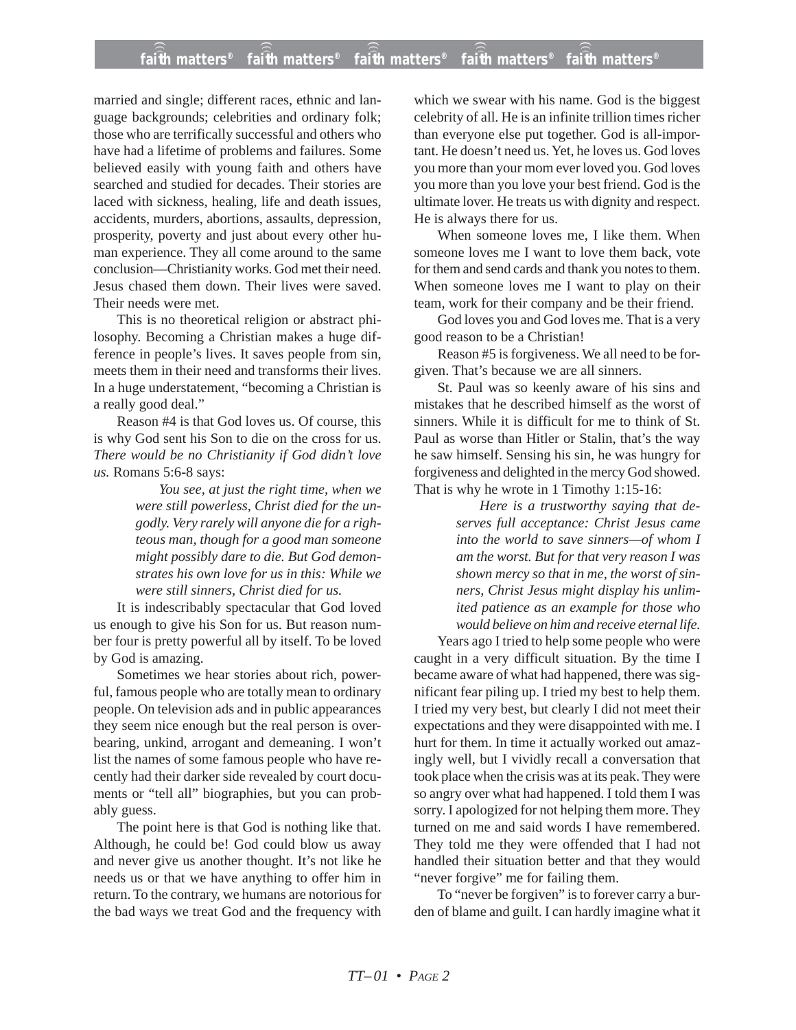married and single; different races, ethnic and language backgrounds; celebrities and ordinary folk; those who are terrifically successful and others who have had a lifetime of problems and failures. Some believed easily with young faith and others have searched and studied for decades. Their stories are laced with sickness, healing, life and death issues, accidents, murders, abortions, assaults, depression, prosperity, poverty and just about every other human experience. They all come around to the same conclusion—Christianity works. God met their need. Jesus chased them down. Their lives were saved. Their needs were met.

This is no theoretical religion or abstract philosophy. Becoming a Christian makes a huge difference in people's lives. It saves people from sin, meets them in their need and transforms their lives. In a huge understatement, "becoming a Christian is a really good deal."

Reason #4 is that God loves us. Of course, this is why God sent his Son to die on the cross for us. *There would be no Christianity if God didn't love us.* Romans 5:6-8 says:

> *You see, at just the right time, when we were still powerless, Christ died for the ungodly. Very rarely will anyone die for a righteous man, though for a good man someone might possibly dare to die. But God demonstrates his own love for us in this: While we were still sinners, Christ died for us.*

It is indescribably spectacular that God loved us enough to give his Son for us. But reason number four is pretty powerful all by itself. To be loved by God is amazing.

Sometimes we hear stories about rich, powerful, famous people who are totally mean to ordinary people. On television ads and in public appearances they seem nice enough but the real person is overbearing, unkind, arrogant and demeaning. I won't list the names of some famous people who have recently had their darker side revealed by court documents or "tell all" biographies, but you can probably guess.

The point here is that God is nothing like that. Although, he could be! God could blow us away and never give us another thought. It's not like he needs us or that we have anything to offer him in return. To the contrary, we humans are notorious for the bad ways we treat God and the frequency with which we swear with his name. God is the biggest celebrity of all. He is an infinite trillion times richer than everyone else put together. God is all-important. He doesn't need us. Yet, he loves us. God loves you more than your mom ever loved you. God loves you more than you love your best friend. God is the ultimate lover. He treats us with dignity and respect. He is always there for us.

When someone loves me, I like them. When someone loves me I want to love them back, vote for them and send cards and thank you notes to them. When someone loves me I want to play on their team, work for their company and be their friend.

God loves you and God loves me. That is a very good reason to be a Christian!

Reason #5 is forgiveness. We all need to be forgiven. That's because we are all sinners.

St. Paul was so keenly aware of his sins and mistakes that he described himself as the worst of sinners. While it is difficult for me to think of St. Paul as worse than Hitler or Stalin, that's the way he saw himself. Sensing his sin, he was hungry for forgiveness and delighted in the mercy God showed. That is why he wrote in 1 Timothy 1:15-16:

> *Here is a trustworthy saying that deserves full acceptance: Christ Jesus came into the world to save sinners—of whom I am the worst. But for that very reason I was shown mercy so that in me, the worst of sinners, Christ Jesus might display his unlimited patience as an example for those who would believe on him and receive eternal life.*

Years ago I tried to help some people who were caught in a very difficult situation. By the time I became aware of what had happened, there was significant fear piling up. I tried my best to help them. I tried my very best, but clearly I did not meet their expectations and they were disappointed with me. I hurt for them. In time it actually worked out amazingly well, but I vividly recall a conversation that took place when the crisis was at its peak. They were so angry over what had happened. I told them I was sorry. I apologized for not helping them more. They turned on me and said words I have remembered. They told me they were offended that I had not handled their situation better and that they would "never forgive" me for failing them.

To "never be forgiven" is to forever carry a burden of blame and guilt. I can hardly imagine what it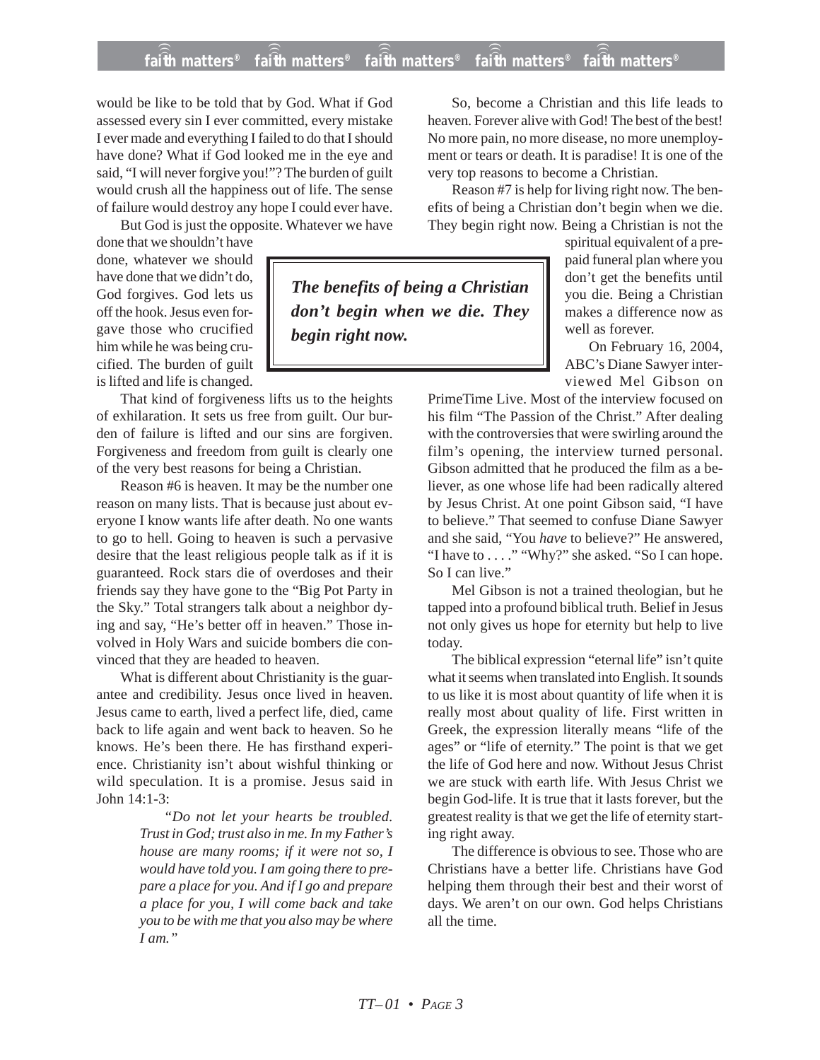would be like to be told that by God. What if God assessed every sin I ever committed, every mistake I ever made and everything I failed to do that I should have done? What if God looked me in the eye and said, "I will never forgive you!"? The burden of guilt would crush all the happiness out of life. The sense of failure would destroy any hope I could ever have.

But God is just the opposite. Whatever we have done that we shouldn't have done, whatever we should have done that we didn't do, God forgives. God lets us off the hook. Jesus even forgave those who crucified him while he was being crucified. The burden of guilt is lifted and life is changed.

That kind of forgiveness lifts us to the heights of exhilaration. It sets us free from guilt. Our burden of failure is lifted and our sins are forgiven. Forgiveness and freedom from guilt is clearly one of the very best reasons for being a Christian.

Reason #6 is heaven. It may be the number one reason on many lists. That is because just about everyone I know wants life after death. No one wants to go to hell. Going to heaven is such a pervasive desire that the least religious people talk as if it is guaranteed. Rock stars die of overdoses and their friends say they have gone to the "Big Pot Party in the Sky." Total strangers talk about a neighbor dying and say, "He's better off in heaven." Those involved in Holy Wars and suicide bombers die convinced that they are headed to heaven.

What is different about Christianity is the guarantee and credibility. Jesus once lived in heaven. Jesus came to earth, lived a perfect life, died, came back to life again and went back to heaven. So he knows. He's been there. He has firsthand experience. Christianity isn't about wishful thinking or wild speculation. It is a promise. Jesus said in John 14:1-3:

> *"Do not let your hearts be troubled. Trust in God; trust also in me. In my Father's house are many rooms; if it were not so, I would have told you. I am going there to prepare a place for you. And if I go and prepare a place for you, I will come back and take you to be with me that you also may be where I am."*

So, become a Christian and this life leads to heaven. Forever alive with God! The best of the best! No more pain, no more disease, no more unemployment or tears or death. It is paradise! It is one of the very top reasons to become a Christian.

Reason #7 is help for living right now. The benefits of being a Christian don't begin when we die. They begin right now. Being a Christian is not the spiritual equivalent of a prepaid funeral plan where you don't get the benefits until you die. Being a Christian makes a difference now as well as forever.

> ***The benefits of being a Christian don't begin when we die. They begin right now.***

On February 16, 2004, ABC's Diane Sawyer interviewed Mel Gibson on PrimeTime Live. Most of the interview focused on his film "The Passion of the Christ." After dealing with the controversies that were swirling around the film's opening, the interview turned personal. Gibson admitted that he produced the film as a believer, as one whose life had been radically altered by Jesus Christ. At one point Gibson said, "I have to believe." That seemed to confuse Diane Sawyer and she said, "You *have* to believe?" He answered, "I have to . . . ." "Why?" she asked. "So I can hope. So I can live."

Mel Gibson is not a trained theologian, but he tapped into a profound biblical truth. Belief in Jesus not only gives us hope for eternity but help to live today.

The biblical expression "eternal life" isn't quite what it seems when translated into English. It sounds to us like it is most about quantity of life when it is really most about quality of life. First written in Greek, the expression literally means "life of the ages" or "life of eternity." The point is that we get the life of God here and now. Without Jesus Christ we are stuck with earth life. With Jesus Christ we begin God-life. It is true that it lasts forever, but the greatest reality is that we get the life of eternity starting right away.

The difference is obvious to see. Those who are Christians have a better life. Christians have God helping them through their best and their worst of days. We aren't on our own. God helps Christians all the time.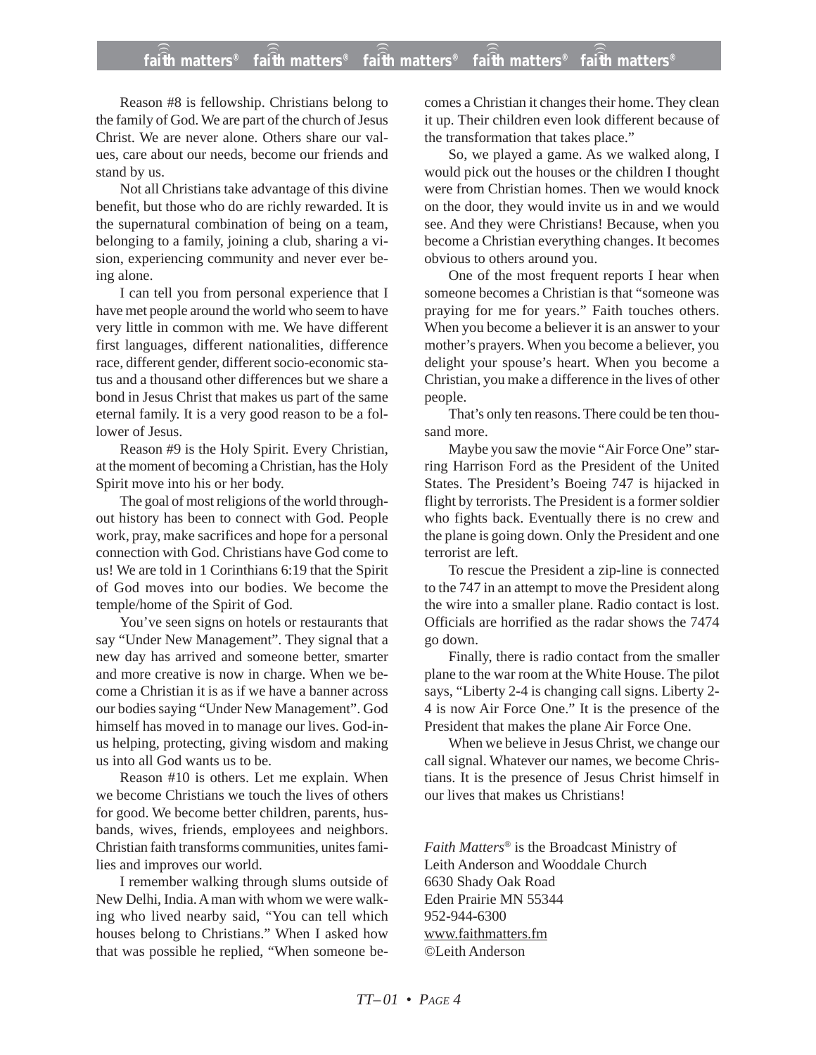Reason #8 is fellowship. Christians belong to the family of God. We are part of the church of Jesus Christ. We are never alone. Others share our values, care about our needs, become our friends and stand by us.

Not all Christians take advantage of this divine benefit, but those who do are richly rewarded. It is the supernatural combination of being on a team, belonging to a family, joining a club, sharing a vision, experiencing community and never ever being alone.

I can tell you from personal experience that I have met people around the world who seem to have very little in common with me. We have different first languages, different nationalities, difference race, different gender, different socio-economic status and a thousand other differences but we share a bond in Jesus Christ that makes us part of the same eternal family. It is a very good reason to be a follower of Jesus.

Reason #9 is the Holy Spirit. Every Christian, at the moment of becoming a Christian, has the Holy Spirit move into his or her body.

The goal of most religions of the world throughout history has been to connect with God. People work, pray, make sacrifices and hope for a personal connection with God. Christians have God come to us! We are told in 1 Corinthians 6:19 that the Spirit of God moves into our bodies. We become the temple/home of the Spirit of God.

You've seen signs on hotels or restaurants that say "Under New Management". They signal that a new day has arrived and someone better, smarter and more creative is now in charge. When we become a Christian it is as if we have a banner across our bodies saying "Under New Management". God himself has moved in to manage our lives. God-in-us helping, protecting, giving wisdom and making us into all God wants us to be.

Reason #10 is others. Let me explain. When we become Christians we touch the lives of others for good. We become better children, parents, husbands, wives, friends, employees and neighbors. Christian faith transforms communities, unites families and improves our world.

I remember walking through slums outside of New Delhi, India. A man with whom we were walking who lived nearby said, "You can tell which houses belong to Christians." When I asked how that was possible he replied, "When someone becomes a Christian it changes their home. They clean it up. Their children even look different because of the transformation that takes place."

So, we played a game. As we walked along, I would pick out the houses or the children I thought were from Christian homes. Then we would knock on the door, they would invite us in and we would see. And they were Christians! Because, when you become a Christian everything changes. It becomes obvious to others around you.

One of the most frequent reports I hear when someone becomes a Christian is that "someone was praying for me for years." Faith touches others. When you become a believer it is an answer to your mother's prayers. When you become a believer, you delight your spouse's heart. When you become a Christian, you make a difference in the lives of other people.

That's only ten reasons. There could be ten thousand more.

Maybe you saw the movie "Air Force One" starring Harrison Ford as the President of the United States. The President's Boeing 747 is hijacked in flight by terrorists. The President is a former soldier who fights back. Eventually there is no crew and the plane is going down. Only the President and one terrorist are left.

To rescue the President a zip-line is connected to the 747 in an attempt to move the President along the wire into a smaller plane. Radio contact is lost. Officials are horrified as the radar shows the 7474 go down.

Finally, there is radio contact from the smaller plane to the war room at the White House. The pilot says, "Liberty 2-4 is changing call signs. Liberty 2-4 is now Air Force One." It is the presence of the President that makes the plane Air Force One.

When we believe in Jesus Christ, we change our call signal. Whatever our names, we become Christians. It is the presence of Jesus Christ himself in our lives that makes us Christians!

*Faith Matters*® is the Broadcast Ministry of
Leith Anderson and Wooddale Church
6630 Shady Oak Road
Eden Prairie MN 55344
952-944-6300
www.faithmatters.fm
©Leith Anderson